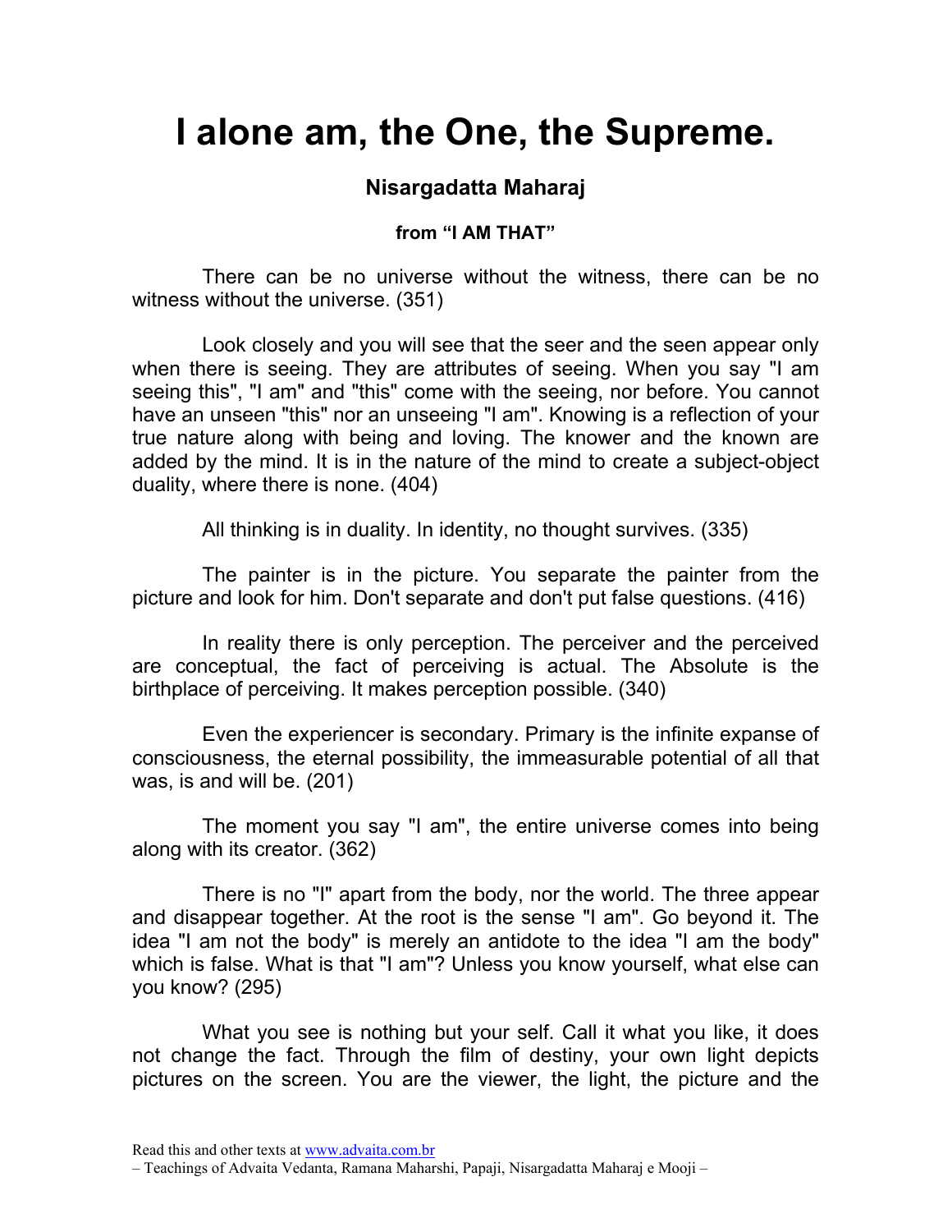# I alone am, the One, the Supreme.

### Nisargadatta Maharaj

#### from "I AM THAT"

There can be no universe without the witness, there can be no witness without the universe. (351)

Look closely and you will see that the seer and the seen appear only when there is seeing. They are attributes of seeing. When you say "I am seeing this", "I am" and "this" come with the seeing, nor before. You cannot have an unseen "this" nor an unseeing "I am". Knowing is a reflection of your true nature along with being and loving. The knower and the known are added by the mind. It is in the nature of the mind to create a subject-object duality, where there is none. (404)

All thinking is in duality. In identity, no thought survives. (335)

The painter is in the picture. You separate the painter from the picture and look for him. Don't separate and don't put false questions. (416)

In reality there is only perception. The perceiver and the perceived are conceptual, the fact of perceiving is actual. The Absolute is the birthplace of perceiving. It makes perception possible. (340)

Even the experiencer is secondary. Primary is the infinite expanse of consciousness, the eternal possibility, the immeasurable potential of all that was, is and will be. (201)

The moment you say "I am", the entire universe comes into being along with its creator. (362)

There is no "I" apart from the body, nor the world. The three appear and disappear together. At the root is the sense "I am". Go beyond it. The idea "I am not the body" is merely an antidote to the idea "I am the body" which is false. What is that "I am"? Unless you know yourself, what else can you know? (295)

What you see is nothing but your self. Call it what you like, it does not change the fact. Through the film of destiny, your own light depicts pictures on the screen. You are the viewer, the light, the picture and the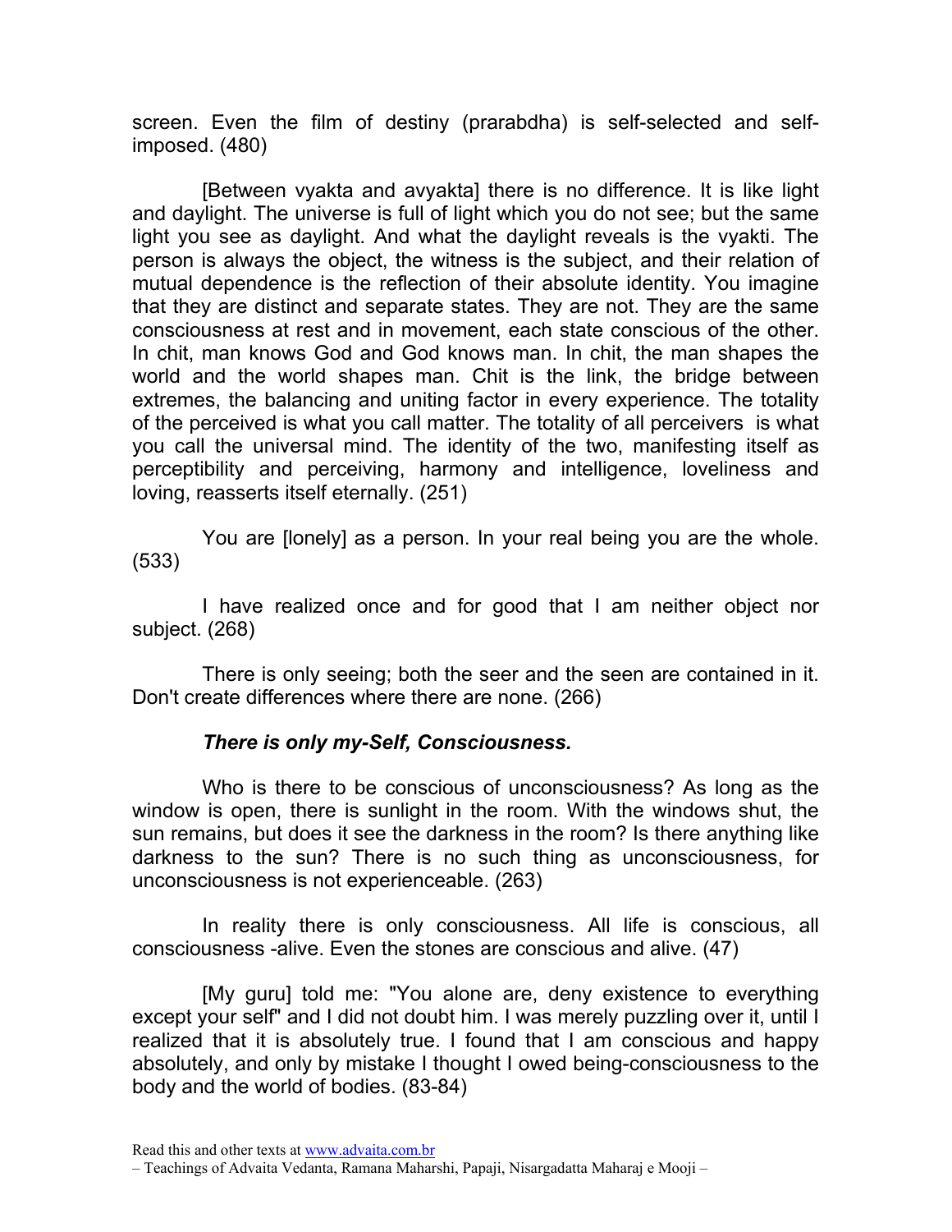screen. Even the film of destiny (prarabdha) is self-selected and self-imposed. (480)

[Between vyakta and avyakta] there is no difference. It is like light and daylight. The universe is full of light which you do not see; but the same light you see as daylight. And what the daylight reveals is the vyakti. The person is always the object, the witness is the subject, and their relation of mutual dependence is the reflection of their absolute identity. You imagine that they are distinct and separate states. They are not. They are the same consciousness at rest and in movement, each state conscious of the other. In chit, man knows God and God knows man. In chit, the man shapes the world and the world shapes man. Chit is the link, the bridge between extremes, the balancing and uniting factor in every experience. The totality of the perceived is what you call matter. The totality of all perceivers is what you call the universal mind. The identity of the two, manifesting itself as perceptibility and perceiving, harmony and intelligence, loveliness and loving, reasserts itself eternally. (251)

You are [lonely] as a person. In your real being you are the whole. (533)

I have realized once and for good that I am neither object nor subject. (268)

There is only seeing; both the seer and the seen are contained in it. Don't create differences where there are none. (266)

***There is only my-Self, Consciousness.***

Who is there to be conscious of unconsciousness? As long as the window is open, there is sunlight in the room. With the windows shut, the sun remains, but does it see the darkness in the room? Is there anything like darkness to the sun? There is no such thing as unconsciousness, for unconsciousness is not experienceable. (263)

In reality there is only consciousness. All life is conscious, all consciousness -alive. Even the stones are conscious and alive. (47)

[My guru] told me: "You alone are, deny existence to everything except your self" and I did not doubt him. I was merely puzzling over it, until I realized that it is absolutely true. I found that I am conscious and happy absolutely, and only by mistake I thought I owed being-consciousness to the body and the world of bodies. (83-84)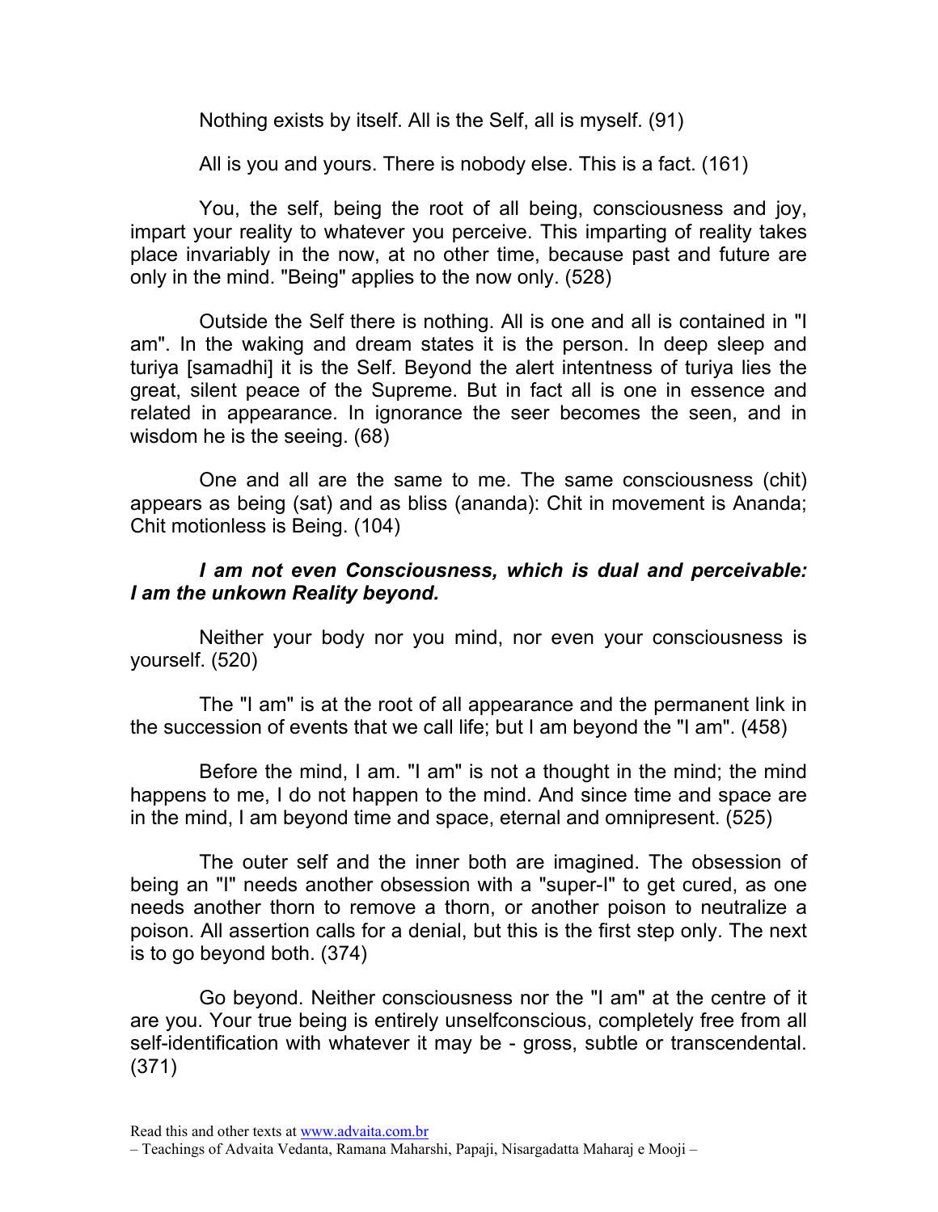Nothing exists by itself. All is the Self, all is myself. (91)

All is you and yours. There is nobody else. This is a fact. (161)

You, the self, being the root of all being, consciousness and joy, impart your reality to whatever you perceive. This imparting of reality takes place invariably in the now, at no other time, because past and future are only in the mind. "Being" applies to the now only. (528)

Outside the Self there is nothing. All is one and all is contained in "I am". In the waking and dream states it is the person. In deep sleep and turiya [samadhi] it is the Self. Beyond the alert intentness of turiya lies the great, silent peace of the Supreme. But in fact all is one in essence and related in appearance. In ignorance the seer becomes the seen, and in wisdom he is the seeing. (68)

One and all are the same to me. The same consciousness (chit) appears as being (sat) and as bliss (ananda): Chit in movement is Ananda; Chit motionless is Being. (104)

***I am not even Consciousness, which is dual and perceivable: I am the unkown Reality beyond.***

Neither your body nor you mind, nor even your consciousness is yourself. (520)

The "I am" is at the root of all appearance and the permanent link in the succession of events that we call life; but I am beyond the "I am". (458)

Before the mind, I am. "I am" is not a thought in the mind; the mind happens to me, I do not happen to the mind. And since time and space are in the mind, I am beyond time and space, eternal and omnipresent. (525)

The outer self and the inner both are imagined. The obsession of being an "I" needs another obsession with a "super-I" to get cured, as one needs another thorn to remove a thorn, or another poison to neutralize a poison. All assertion calls for a denial, but this is the first step only. The next is to go beyond both. (374)

Go beyond. Neither consciousness nor the "I am" at the centre of it are you. Your true being is entirely unselfconscious, completely free from all self-identification with whatever it may be - gross, subtle or transcendental. (371)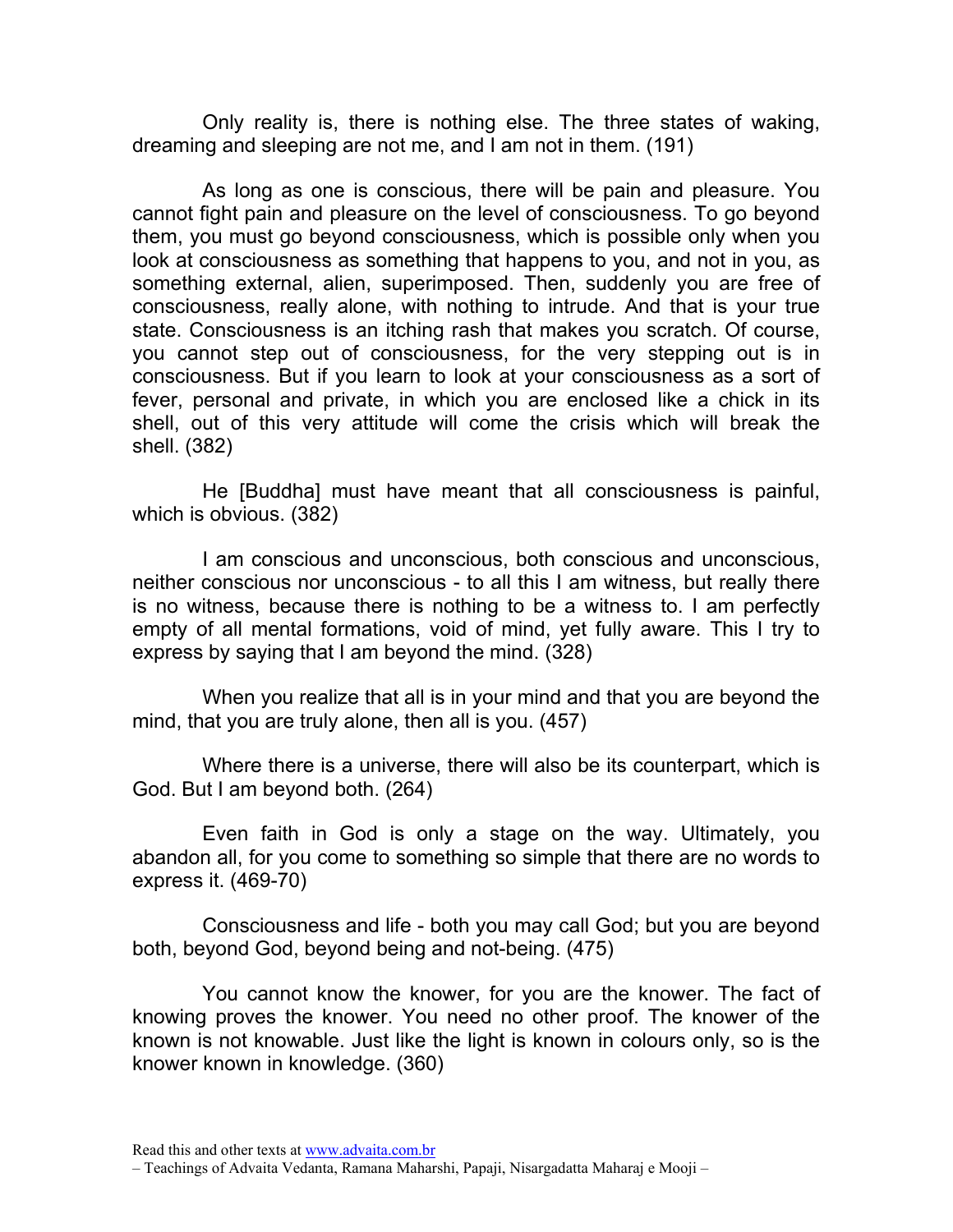Only reality is, there is nothing else. The three states of waking, dreaming and sleeping are not me, and I am not in them. (191)

As long as one is conscious, there will be pain and pleasure. You cannot fight pain and pleasure on the level of consciousness. To go beyond them, you must go beyond consciousness, which is possible only when you look at consciousness as something that happens to you, and not in you, as something external, alien, superimposed. Then, suddenly you are free of consciousness, really alone, with nothing to intrude. And that is your true state. Consciousness is an itching rash that makes you scratch. Of course, you cannot step out of consciousness, for the very stepping out is in consciousness. But if you learn to look at your consciousness as a sort of fever, personal and private, in which you are enclosed like a chick in its shell, out of this very attitude will come the crisis which will break the shell. (382)

He [Buddha] must have meant that all consciousness is painful, which is obvious. (382)

I am conscious and unconscious, both conscious and unconscious, neither conscious nor unconscious - to all this I am witness, but really there is no witness, because there is nothing to be a witness to. I am perfectly empty of all mental formations, void of mind, yet fully aware. This I try to express by saying that I am beyond the mind. (328)

When you realize that all is in your mind and that you are beyond the mind, that you are truly alone, then all is you. (457)

Where there is a universe, there will also be its counterpart, which is God. But I am beyond both. (264)

Even faith in God is only a stage on the way. Ultimately, you abandon all, for you come to something so simple that there are no words to express it. (469-70)

Consciousness and life - both you may call God; but you are beyond both, beyond God, beyond being and not-being. (475)

You cannot know the knower, for you are the knower. The fact of knowing proves the knower. You need no other proof. The knower of the known is not knowable. Just like the light is known in colours only, so is the knower known in knowledge. (360)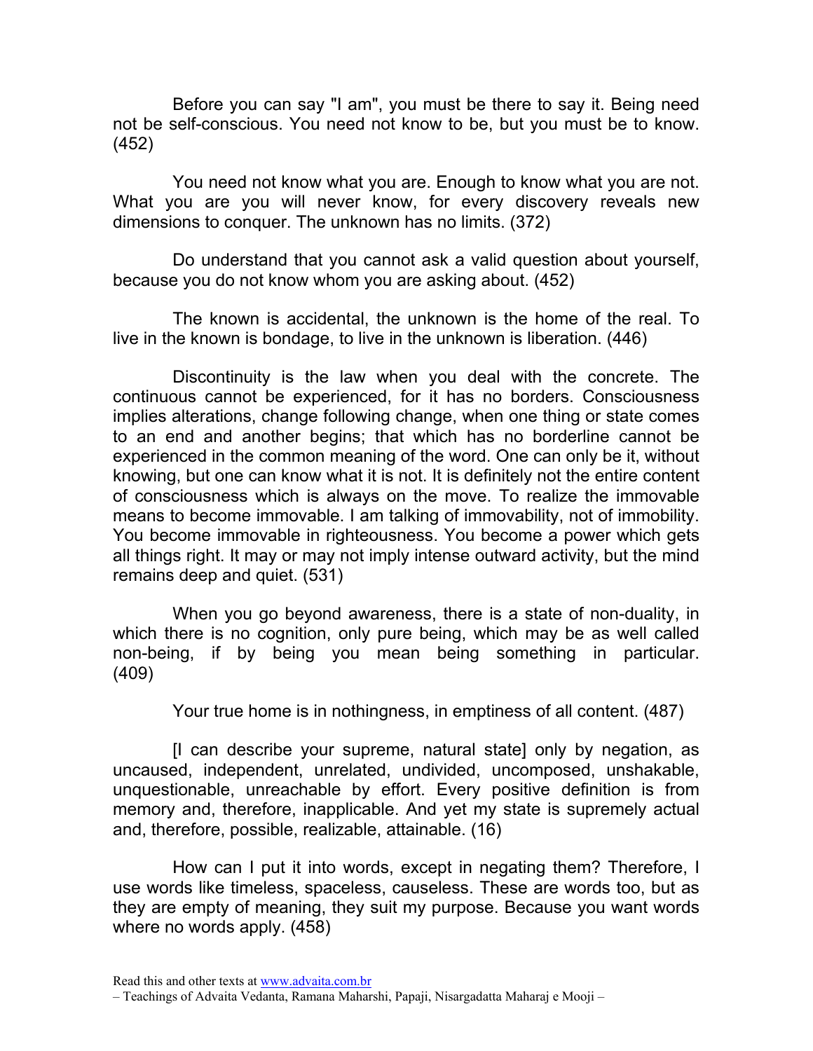Before you can say "I am", you must be there to say it. Being need not be self-conscious. You need not know to be, but you must be to know. (452)

You need not know what you are. Enough to know what you are not. What you are you will never know, for every discovery reveals new dimensions to conquer. The unknown has no limits. (372)

Do understand that you cannot ask a valid question about yourself, because you do not know whom you are asking about. (452)

The known is accidental, the unknown is the home of the real. To live in the known is bondage, to live in the unknown is liberation. (446)

Discontinuity is the law when you deal with the concrete. The continuous cannot be experienced, for it has no borders. Consciousness implies alterations, change following change, when one thing or state comes to an end and another begins; that which has no borderline cannot be experienced in the common meaning of the word. One can only be it, without knowing, but one can know what it is not. It is definitely not the entire content of consciousness which is always on the move. To realize the immovable means to become immovable. I am talking of immovability, not of immobility. You become immovable in righteousness. You become a power which gets all things right. It may or may not imply intense outward activity, but the mind remains deep and quiet. (531)

When you go beyond awareness, there is a state of non-duality, in which there is no cognition, only pure being, which may be as well called non-being, if by being you mean being something in particular. (409)

Your true home is in nothingness, in emptiness of all content. (487)

[I can describe your supreme, natural state] only by negation, as uncaused, independent, unrelated, undivided, uncomposed, unshakable, unquestionable, unreachable by effort. Every positive definition is from memory and, therefore, inapplicable. And yet my state is supremely actual and, therefore, possible, realizable, attainable. (16)

How can I put it into words, except in negating them? Therefore, I use words like timeless, spaceless, causeless. These are words too, but as they are empty of meaning, they suit my purpose. Because you want words where no words apply. (458)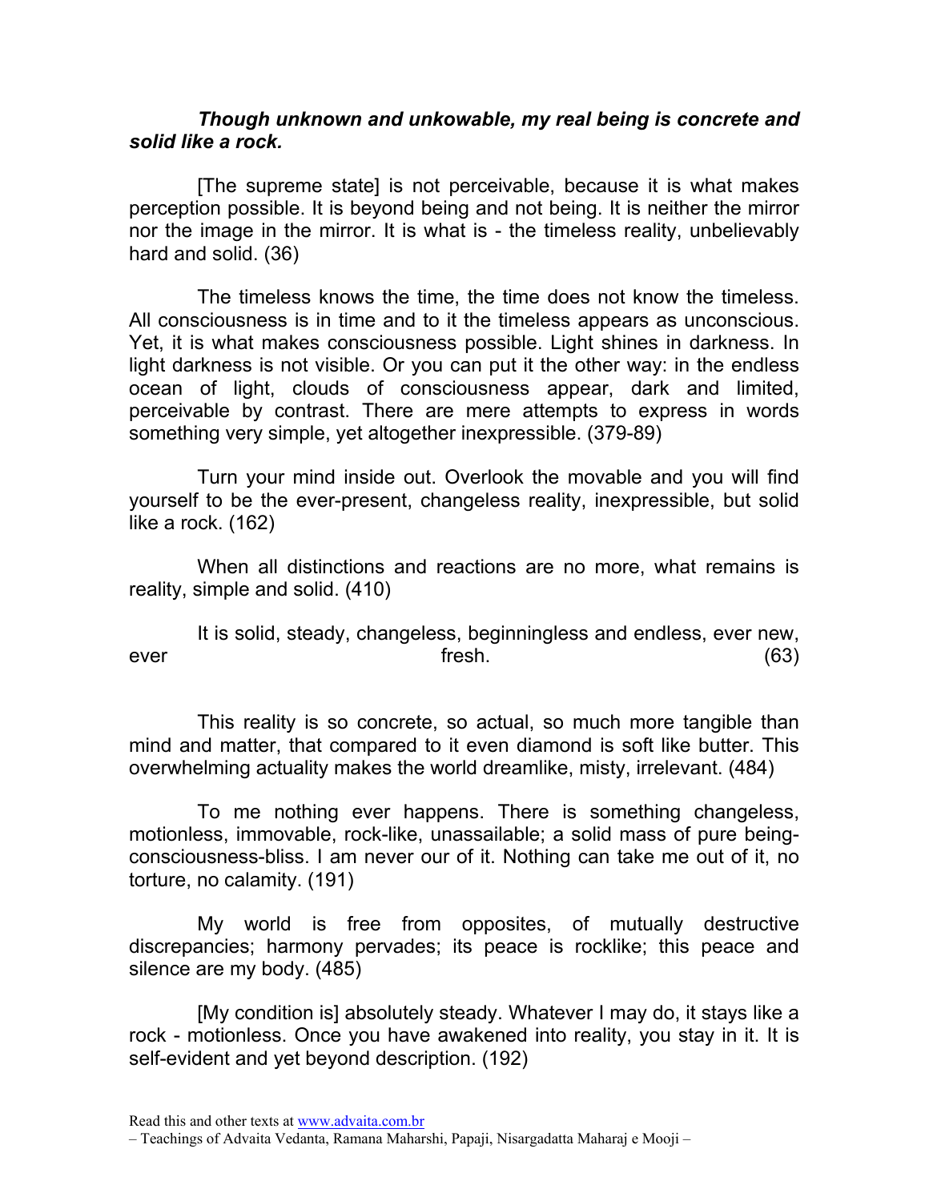***Though unknown and unkowable, my real being is concrete and solid like a rock.***

[The supreme state] is not perceivable, because it is what makes perception possible. It is beyond being and not being. It is neither the mirror nor the image in the mirror. It is what is - the timeless reality, unbelievably hard and solid. (36)

The timeless knows the time, the time does not know the timeless. All consciousness is in time and to it the timeless appears as unconscious. Yet, it is what makes consciousness possible. Light shines in darkness. In light darkness is not visible. Or you can put it the other way: in the endless ocean of light, clouds of consciousness appear, dark and limited, perceivable by contrast. There are mere attempts to express in words something very simple, yet altogether inexpressible. (379-89)

Turn your mind inside out. Overlook the movable and you will find yourself to be the ever-present, changeless reality, inexpressible, but solid like a rock. (162)

When all distinctions and reactions are no more, what remains is reality, simple and solid. (410)

It is solid, steady, changeless, beginningless and endless, ever new, ever fresh. (63)

This reality is so concrete, so actual, so much more tangible than mind and matter, that compared to it even diamond is soft like butter. This overwhelming actuality makes the world dreamlike, misty, irrelevant. (484)

To me nothing ever happens. There is something changeless, motionless, immovable, rock-like, unassailable; a solid mass of pure being-consciousness-bliss. I am never our of it. Nothing can take me out of it, no torture, no calamity. (191)

My world is free from opposites, of mutually destructive discrepancies; harmony pervades; its peace is rocklike; this peace and silence are my body. (485)

[My condition is] absolutely steady. Whatever I may do, it stays like a rock - motionless. Once you have awakened into reality, you stay in it. It is self-evident and yet beyond description. (192)

Read this and other texts at www.advaita.com.br
– Teachings of Advaita Vedanta, Ramana Maharshi, Papaji, Nisargadatta Maharaj e Mooji –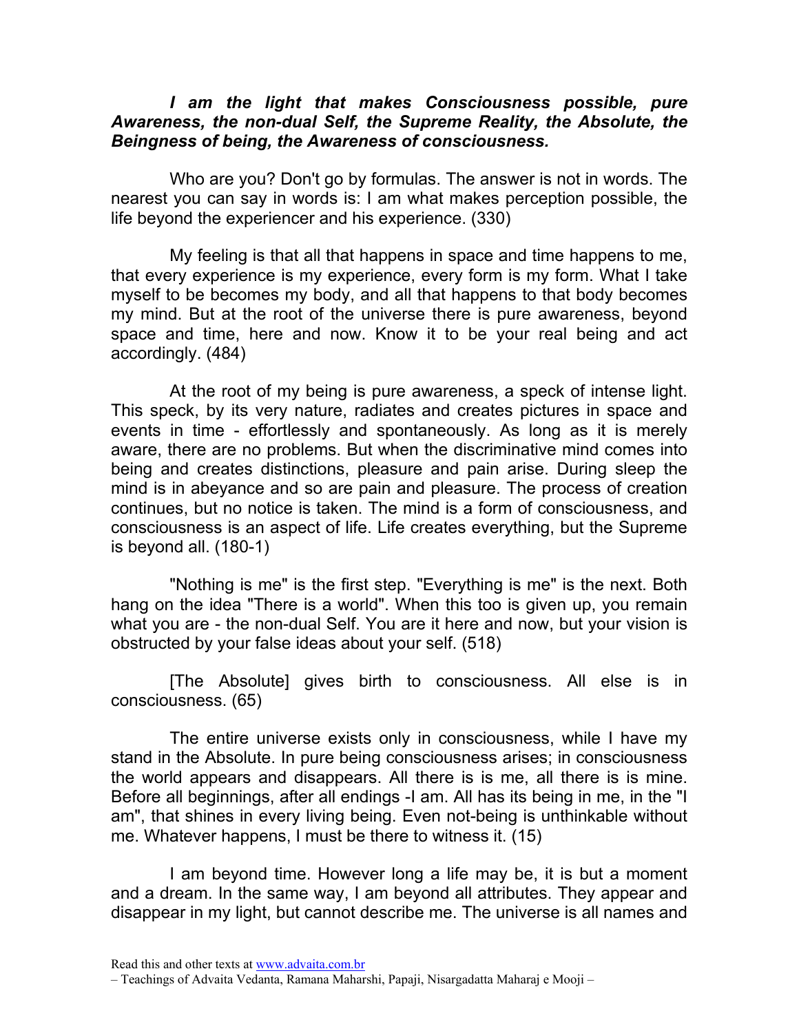***I am the light that makes Consciousness possible, pure Awareness, the non-dual Self, the Supreme Reality, the Absolute, the Beingness of being, the Awareness of consciousness.***

Who are you? Don't go by formulas. The answer is not in words. The nearest you can say in words is: I am what makes perception possible, the life beyond the experiencer and his experience. (330)

My feeling is that all that happens in space and time happens to me, that every experience is my experience, every form is my form. What I take myself to be becomes my body, and all that happens to that body becomes my mind. But at the root of the universe there is pure awareness, beyond space and time, here and now. Know it to be your real being and act accordingly. (484)

At the root of my being is pure awareness, a speck of intense light. This speck, by its very nature, radiates and creates pictures in space and events in time - effortlessly and spontaneously. As long as it is merely aware, there are no problems. But when the discriminative mind comes into being and creates distinctions, pleasure and pain arise. During sleep the mind is in abeyance and so are pain and pleasure. The process of creation continues, but no notice is taken. The mind is a form of consciousness, and consciousness is an aspect of life. Life creates everything, but the Supreme is beyond all. (180-1)

"Nothing is me" is the first step. "Everything is me" is the next. Both hang on the idea "There is a world". When this too is given up, you remain what you are - the non-dual Self. You are it here and now, but your vision is obstructed by your false ideas about your self. (518)

[The Absolute] gives birth to consciousness. All else is in consciousness. (65)

The entire universe exists only in consciousness, while I have my stand in the Absolute. In pure being consciousness arises; in consciousness the world appears and disappears. All there is is me, all there is is mine. Before all beginnings, after all endings -I am. All has its being in me, in the "I am", that shines in every living being. Even not-being is unthinkable without me. Whatever happens, I must be there to witness it. (15)

I am beyond time. However long a life may be, it is but a moment and a dream. In the same way, I am beyond all attributes. They appear and disappear in my light, but cannot describe me. The universe is all names and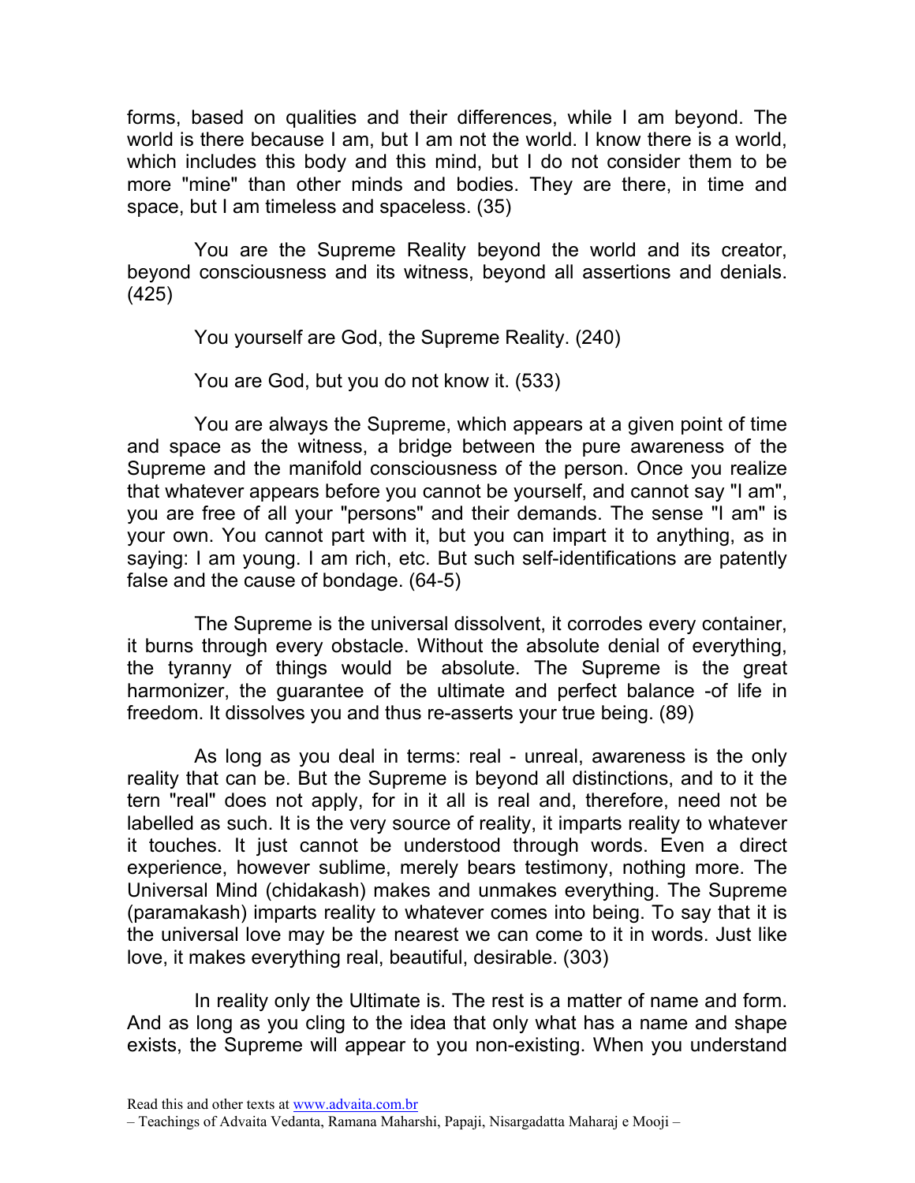forms, based on qualities and their differences, while I am beyond. The world is there because I am, but I am not the world. I know there is a world, which includes this body and this mind, but I do not consider them to be more "mine" than other minds and bodies. They are there, in time and space, but I am timeless and spaceless. (35)

You are the Supreme Reality beyond the world and its creator, beyond consciousness and its witness, beyond all assertions and denials. (425)

You yourself are God, the Supreme Reality. (240)

You are God, but you do not know it. (533)

You are always the Supreme, which appears at a given point of time and space as the witness, a bridge between the pure awareness of the Supreme and the manifold consciousness of the person. Once you realize that whatever appears before you cannot be yourself, and cannot say "I am", you are free of all your "persons" and their demands. The sense "I am" is your own. You cannot part with it, but you can impart it to anything, as in saying: I am young. I am rich, etc. But such self-identifications are patently false and the cause of bondage. (64-5)

The Supreme is the universal dissolvent, it corrodes every container, it burns through every obstacle. Without the absolute denial of everything, the tyranny of things would be absolute. The Supreme is the great harmonizer, the guarantee of the ultimate and perfect balance -of life in freedom. It dissolves you and thus re-asserts your true being. (89)

As long as you deal in terms: real - unreal, awareness is the only reality that can be. But the Supreme is beyond all distinctions, and to it the tern "real" does not apply, for in it all is real and, therefore, need not be labelled as such. It is the very source of reality, it imparts reality to whatever it touches. It just cannot be understood through words. Even a direct experience, however sublime, merely bears testimony, nothing more. The Universal Mind (chidakash) makes and unmakes everything. The Supreme (paramakash) imparts reality to whatever comes into being. To say that it is the universal love may be the nearest we can come to it in words. Just like love, it makes everything real, beautiful, desirable. (303)

In reality only the Ultimate is. The rest is a matter of name and form. And as long as you cling to the idea that only what has a name and shape exists, the Supreme will appear to you non-existing. When you understand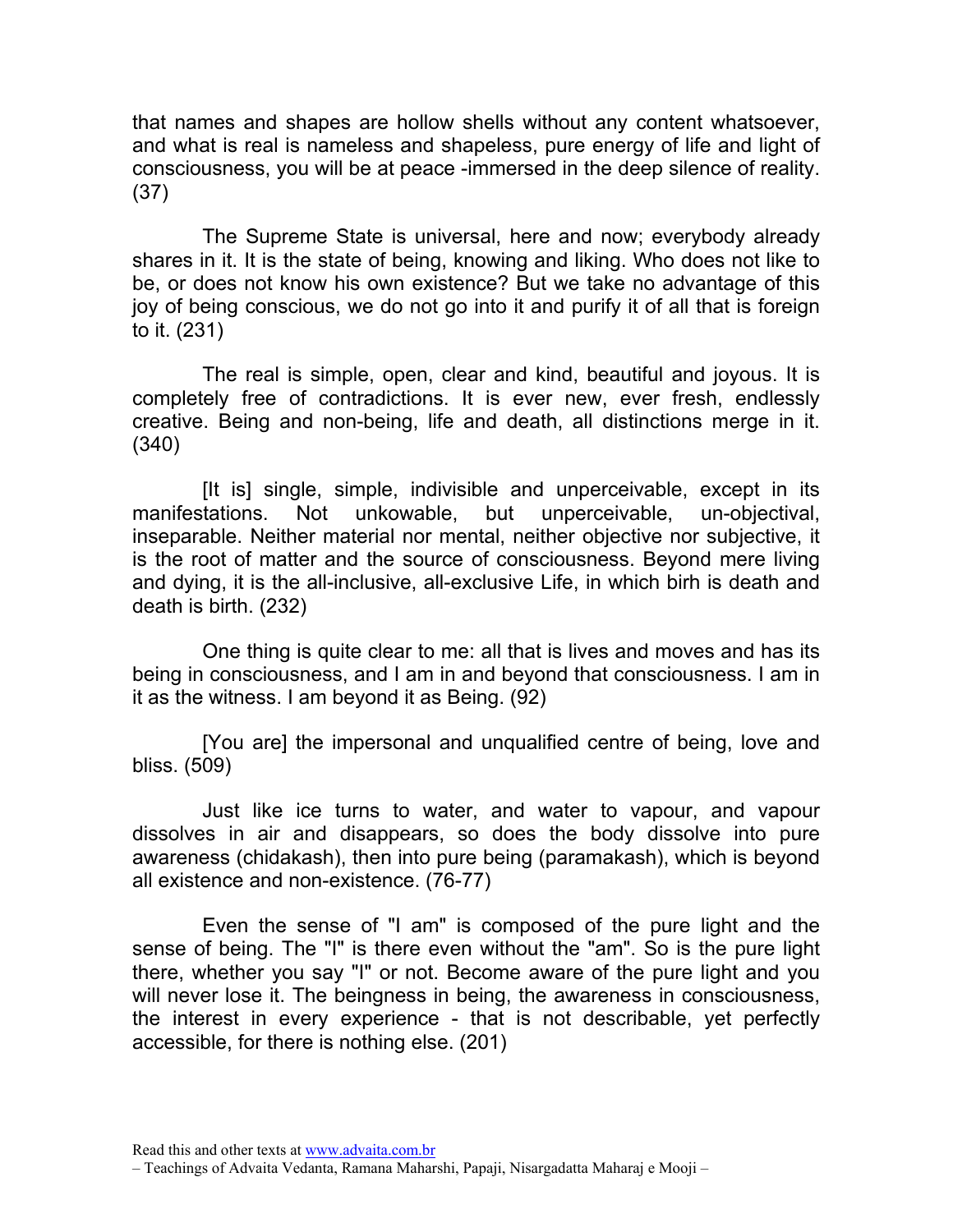that names and shapes are hollow shells without any content whatsoever, and what is real is nameless and shapeless, pure energy of life and light of consciousness, you will be at peace -immersed in the deep silence of reality. (37)

The Supreme State is universal, here and now; everybody already shares in it. It is the state of being, knowing and liking. Who does not like to be, or does not know his own existence? But we take no advantage of this joy of being conscious, we do not go into it and purify it of all that is foreign to it. (231)

The real is simple, open, clear and kind, beautiful and joyous. It is completely free of contradictions. It is ever new, ever fresh, endlessly creative. Being and non-being, life and death, all distinctions merge in it. (340)

[It is] single, simple, indivisible and unperceivable, except in its manifestations. Not unkowable, but unperceivable, un-objectival, inseparable. Neither material nor mental, neither objective nor subjective, it is the root of matter and the source of consciousness. Beyond mere living and dying, it is the all-inclusive, all-exclusive Life, in which birh is death and death is birth. (232)

One thing is quite clear to me: all that is lives and moves and has its being in consciousness, and I am in and beyond that consciousness. I am in it as the witness. I am beyond it as Being. (92)

[You are] the impersonal and unqualified centre of being, love and bliss. (509)

Just like ice turns to water, and water to vapour, and vapour dissolves in air and disappears, so does the body dissolve into pure awareness (chidakash), then into pure being (paramakash), which is beyond all existence and non-existence. (76-77)

Even the sense of "I am" is composed of the pure light and the sense of being. The "I" is there even without the "am". So is the pure light there, whether you say "I" or not. Become aware of the pure light and you will never lose it. The beingness in being, the awareness in consciousness, the interest in every experience - that is not describable, yet perfectly accessible, for there is nothing else. (201)

Read this and other texts at www.advaita.com.br
– Teachings of Advaita Vedanta, Ramana Maharshi, Papaji, Nisargadatta Maharaj e Mooji –